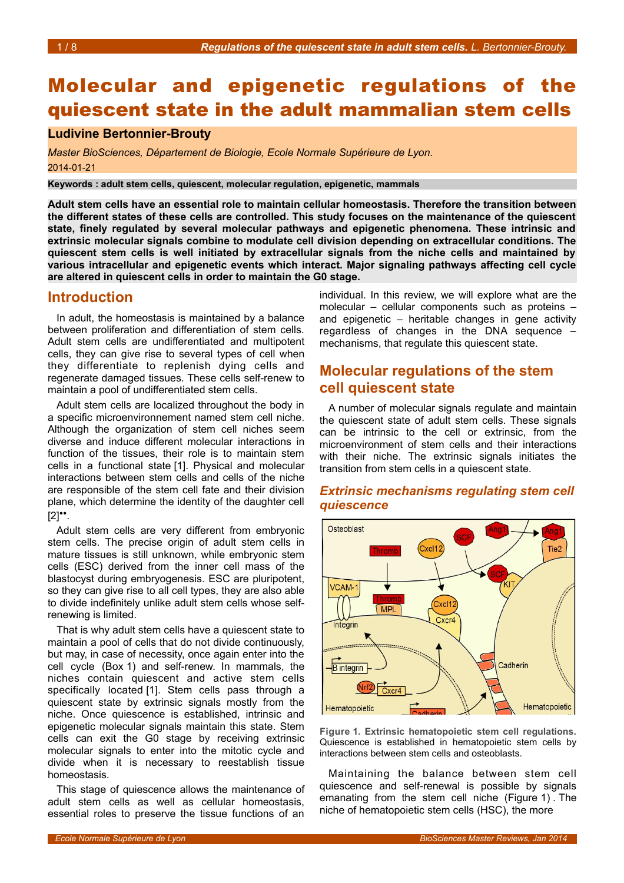# Molecular and epigenetic regulations of the quiescent state in the adult mammalian stem cells

**Ludivine Bertonnier-Brouty**

*Master BioSciences, Département de Biologie, Ecole Normale Supérieure de Lyon.*

2014-01-21

**Keywords : adult stem cells, quiescent, molecular regulation, epigenetic, mammals**

**Adult stem cells have an essential role to maintain cellular homeostasis. Therefore the transition between the different states of these cells are controlled. This study focuses on the maintenance of the quiescent state, finely regulated by several molecular pathways and epigenetic phenomena. These intrinsic and extrinsic molecular signals combine to modulate cell division depending on extracellular conditions. The quiescent stem cells is well initiated by extracellular signals from the niche cells and maintained by various intracellular and epigenetic events which interact. Major signaling pathways affecting cell cycle are altered in quiescent cells in order to maintain the G0 stage.**

## Introduction

In adult, the homeostasis is maintained by a balance between proliferation and differentiation of stem cells. Adult stem cells are undifferentiated and multipotent cells, they can give rise to several types of cell when they differentiate to replenish dying cells and regenerate damaged tissues. These cells self-renew to maintain a pool of undifferentiated stem cells.

Adult stem cells are localized throughout the body in a specific microenvironment named stem cell niche. Although the organization of stem cell niches seem diverse and induce different molecular interactions in function of the tissues, their role is to maintain stem cells in a functional state [1]. Physical and molecular interactions between stem cells and cells of the niche are responsible of the stem cell fate and their division plane, which determine the identity of the daughter cell [2]••.

Adult stem cells are very different from embryonic stem cells. The precise origin of adult stem cells in mature tissues is still unknown, while embryonic stem cells (ESC) derived from the inner cell mass of the blastocyst during embryogenesis. ESC are pluripotent, so they can give rise to all cell types, they are also able to divide indefinitely unlike adult stem cells whose self-renewing is limited.

That is why adult stem cells have a quiescent state to maintain a pool of cells that do not divide continuously, but may, in case of necessity, once again enter into the cell cycle (Box 1) and self-renew. In mammals, the niches contain quiescent and active stem cells specifically located [1]. Stem cells pass through a quiescent state by extrinsic signals mostly from the niche. Once quiescence is established, intrinsic and epigenetic molecular signals maintain this state. Stem cells can exit the G0 stage by receiving extrinsic molecular signals to enter into the mitotic cycle and divide when it is necessary to reestablish tissue homeostasis.

This stage of quiescence allows the maintenance of adult stem cells as well as cellular homeostasis, essential roles to preserve the tissue functions of an individual. In this review, we will explore what are the molecular – cellular components such as proteins – and epigenetic – heritable changes in gene activity regardless of changes in the DNA sequence – mechanisms, that regulate this quiescent state.

## Molecular regulations of the stem cell quiescent state

A number of molecular signals regulate and maintain the quiescent state of adult stem cells. These signals can be intrinsic to the cell or extrinsic, from the microenvironment of stem cells and their interactions with their niche. The extrinsic signals initiates the transition from stem cells in a quiescent state.

### *Extrinsic mechanisms regulating stem cell quiescence*

**Figure 1. Extrinsic hematopoietic stem cell regulations.** Quiescence is established in hematopoietic stem cells by interactions between stem cells and osteoblasts.

Maintaining the balance between stem cell quiescence and self-renewal is possible by signals emanating from the stem cell niche (Figure 1). The niche of hematopoietic stem cells (HSC), the more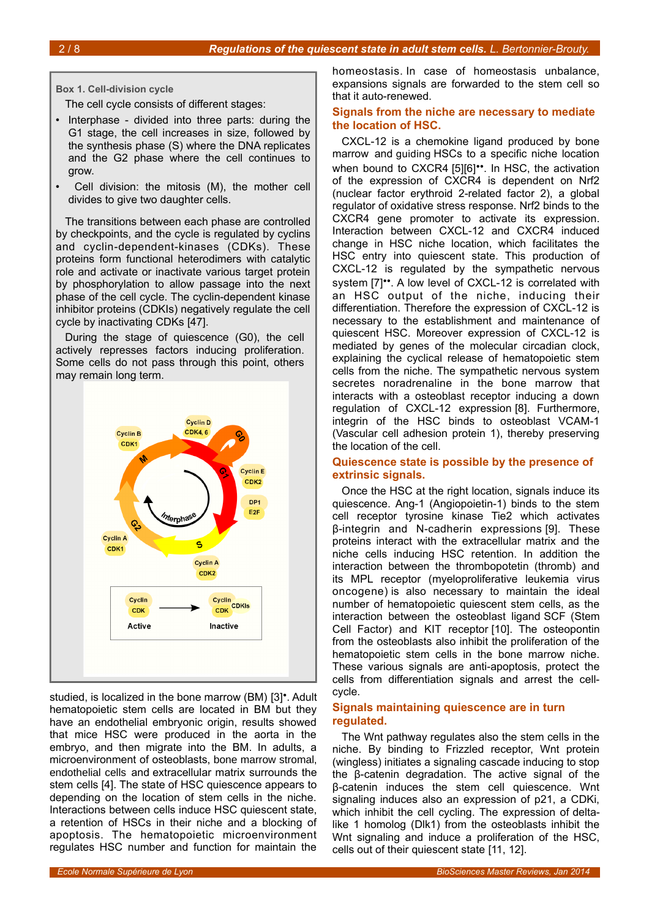**Box 1. Cell-division cycle**

The cell cycle consists of different stages:

- Interphase - divided into three parts: during the G1 stage, the cell increases in size, followed by the synthesis phase (S) where the DNA replicates and the G2 phase where the cell continues to grow.
- Cell division: the mitosis (M), the mother cell divides to give two daughter cells.

The transitions between each phase are controlled by checkpoints, and the cycle is regulated by cyclins and cyclin-dependent-kinases (CDKs). These proteins form functional heterodimers with catalytic role and activate or inactivate various target protein by phosphorylation to allow passage into the next phase of the cell cycle. The cyclin-dependent kinase inhibitor proteins (CDKIs) negatively regulate the cell cycle by inactivating CDKs [47].

During the stage of quiescence (G0), the cell actively represses factors inducing proliferation. Some cells do not pass through this point, others may remain long term.

studied, is localized in the bone marrow (BM) [3]•. Adult hematopoietic stem cells are located in BM but they have an endothelial embryonic origin, results showed that mice HSC were produced in the aorta in the embryo, and then migrate into the BM. In adults, a microenvironment of osteoblasts, bone marrow stromal, endothelial cells and extracellular matrix surrounds the stem cells [4]. The state of HSC quiescence appears to depending on the location of stem cells in the niche. Interactions between cells induce HSC quiescent state, a retention of HSCs in their niche and a blocking of apoptosis. The hematopoietic microenvironment regulates HSC number and function for maintain the homeostasis. In case of homeostasis unbalance, expansions signals are forwarded to the stem cell so that it auto-renewed.

## Signals from the niche are necessary to mediate the location of HSC.

CXCL-12 is a chemokine ligand produced by bone marrow and guiding HSCs to a specific niche location when bound to CXCR4 [5][6]••. In HSC, the activation of the expression of CXCR4 is dependent on Nrf2 (nuclear factor erythroid 2-related factor 2), a global regulator of oxidative stress response. Nrf2 binds to the CXCR4 gene promoter to activate its expression. Interaction between CXCL-12 and CXCR4 induced change in HSC niche location, which facilitates the HSC entry into quiescent state. This production of CXCL-12 is regulated by the sympathetic nervous system [7]••. A low level of CXCL-12 is correlated with an HSC output of the niche, inducing their differentiation. Therefore the expression of CXCL-12 is necessary to the establishment and maintenance of quiescent HSC. Moreover expression of CXCL-12 is mediated by genes of the molecular circadian clock, explaining the cyclical release of hematopoietic stem cells from the niche. The sympathetic nervous system secretes noradrenaline in the bone marrow that interacts with a osteoblast receptor inducing a down regulation of CXCL-12 expression [8]. Furthermore, integrin of the HSC binds to osteoblast VCAM-1 (Vascular cell adhesion protein 1), thereby preserving the location of the cell.

## Quiescence state is possible by the presence of extrinsic signals.

Once the HSC at the right location, signals induce its quiescence. Ang-1 (Angiopoietin-1) binds to the stem cell receptor tyrosine kinase Tie2 which activates β-integrin and N-cadherin expressions [9]. These proteins interact with the extracellular matrix and the niche cells inducing HSC retention. In addition the interaction between the thrombopotetin (thromb) and its MPL receptor (myeloproliferative leukemia virus oncogene) is also necessary to maintain the ideal number of hematopoietic quiescent stem cells, as the interaction between the osteoblast ligand SCF (Stem Cell Factor) and KIT receptor [10]. The osteopontin from the osteoblasts also inhibit the proliferation of the hematopoietic stem cells in the bone marrow niche. These various signals are anti-apoptosis, protect the cells from differentiation signals and arrest the cell-cycle.

## Signals maintaining quiescence are in turn regulated.

The Wnt pathway regulates also the stem cells in the niche. By binding to Frizzled receptor, Wnt protein (wingless) initiates a signaling cascade inducing to stop the β-catenin degradation. The active signal of the β-catenin induces the stem cell quiescence. Wnt signaling induces also an expression of p21, a CDKi, which inhibit the cell cycling. The expression of delta-like 1 homolog (Dlk1) from the osteoblasts inhibit the Wnt signaling and induce a proliferation of the HSC, cells out of their quiescent state [11, 12].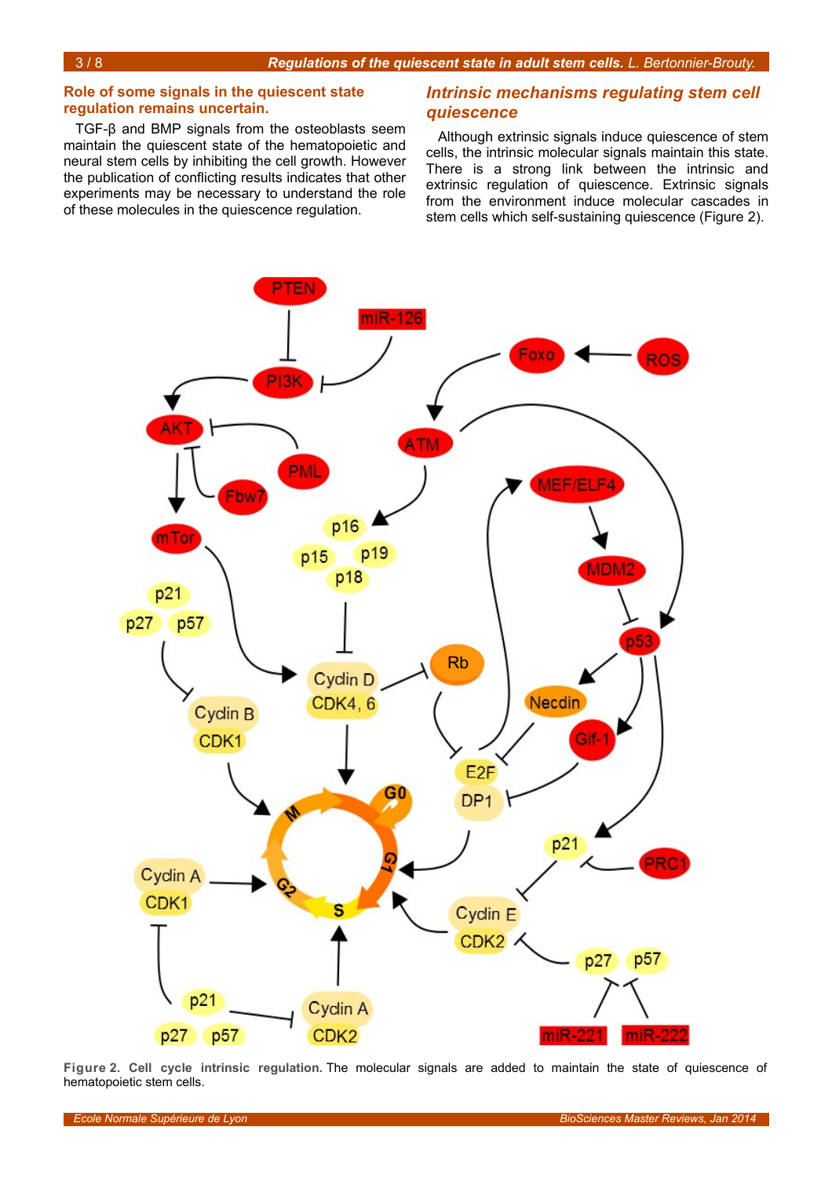### Role of some signals in the quiescent state regulation remains uncertain.

TGF-β and BMP signals from the osteoblasts seem maintain the quiescent state of the hematopoietic and neural stem cells by inhibiting the cell growth. However the publication of conflicting results indicates that other experiments may be necessary to understand the role of these molecules in the quiescence regulation.

## *Intrinsic mechanisms regulating stem cell quiescence*

Although extrinsic signals induce quiescence of stem cells, the intrinsic molecular signals maintain this state. There is a strong link between the intrinsic and extrinsic regulation of quiescence. Extrinsic signals from the environment induce molecular cascades in stem cells which self-sustaining quiescence (Figure 2).

**Figure 2. Cell cycle intrinsic regulation.** The molecular signals are added to maintain the state of quiescence of hematopoietic stem cells.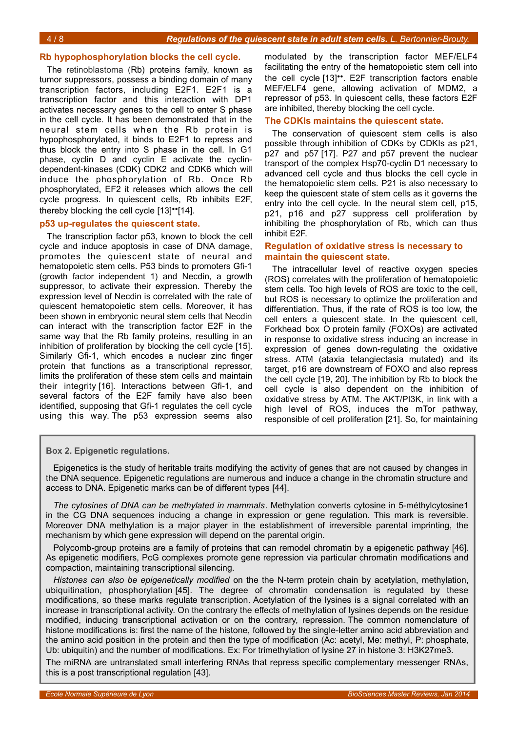## Rb hypophosphorylation blocks the cell cycle.

The retinoblastoma (Rb) proteins family, known as tumor suppressors, possess a binding domain of many transcription factors, including E2F1. E2F1 is a transcription factor and this interaction with DP1 activates necessary genes to the cell to enter S phase in the cell cycle. It has been demonstrated that in the neural stem cells when the Rb protein is hypophosphorylated, it binds to E2F1 to repress and thus block the entry into S phase in the cell. In G1 phase, cyclin D and cyclin E activate the cyclin-dependent-kinases (CDK) CDK2 and CDK6 which will induce the phosphorylation of Rb. Once Rb phosphorylated, EF2 it releases which allows the cell cycle progress. In quiescent cells, Rb inhibits E2F, thereby blocking the cell cycle [13]••[14].

## p53 up-regulates the quiescent state.

The transcription factor p53, known to block the cell cycle and induce apoptosis in case of DNA damage, promotes the quiescent state of neural and hematopoietic stem cells. P53 binds to promoters Gfi-1 (growth factor independent 1) and Necdin, a growth suppressor, to activate their expression. Thereby the expression level of Necdin is correlated with the rate of quiescent hematopoietic stem cells. Moreover, it has been shown in embryonic neural stem cells that Necdin can interact with the transcription factor E2F in the same way that the Rb family proteins, resulting in an inhibition of proliferation by blocking the cell cycle [15]. Similarly Gfi-1, which encodes a nuclear zinc finger protein that functions as a transcriptional repressor, limits the proliferation of these stem cells and maintain their integrity [16]. Interactions between Gfi-1, and several factors of the E2F family have also been identified, supposing that Gfi-1 regulates the cell cycle using this way. The p53 expression seems also modulated by the transcription factor MEF/ELF4 facilitating the entry of the hematopoietic stem cell into the cell cycle [13]••. E2F transcription factors enable MEF/ELF4 gene, allowing activation of MDM2, a repressor of p53. In quiescent cells, these factors E2F are inhibited, thereby blocking the cell cycle.

## The CDKIs maintains the quiescent state.

The conservation of quiescent stem cells is also possible through inhibition of CDKs by CDKIs as p21, p27 and p57 [17]. P27 and p57 prevent the nuclear transport of the complex Hsp70-cyclin D1 necessary to advanced cell cycle and thus blocks the cell cycle in the hematopoietic stem cells. P21 is also necessary to keep the quiescent state of stem cells as it governs the entry into the cell cycle. In the neural stem cell, p15, p21, p16 and p27 suppress cell proliferation by inhibiting the phosphorylation of Rb, which can thus inhibit E2F.

## Regulation of oxidative stress is necessary to maintain the quiescent state.

The intracellular level of reactive oxygen species (ROS) correlates with the proliferation of hematopoietic stem cells. Too high levels of ROS are toxic to the cell, but ROS is necessary to optimize the proliferation and differentiation. Thus, if the rate of ROS is too low, the cell enters a quiescent state. In the quiescent cell, Forkhead box O protein family (FOXOs) are activated in response to oxidative stress inducing an increase in expression of genes down-regulating the oxidative stress. ATM (ataxia telangiectasia mutated) and its target, p16 are downstream of FOXO and also repress the cell cycle [19, 20]. The inhibition by Rb to block the cell cycle is also dependent on the inhibition of oxidative stress by ATM. The AKT/PI3K, in link with a high level of ROS, induces the mTor pathway, responsible of cell proliferation [21]. So, for maintaining

**Box 2. Epigenetic regulations.**

Epigenetics is the study of heritable traits modifying the activity of genes that are not caused by changes in the DNA sequence. Epigenetic regulations are numerous and induce a change in the chromatin structure and access to DNA. Epigenetic marks can be of different types [44].

*The cytosines of DNA can be methylated in mammals*. Methylation converts cytosine in 5-méthylcytosine1 in the CG DNA sequences inducing a change in expression or gene regulation. This mark is reversible. Moreover DNA methylation is a major player in the establishment of irreversible parental imprinting, the mechanism by which gene expression will depend on the parental origin.

Polycomb-group proteins are a family of proteins that can remodel chromatin by a epigenetic pathway [46]. As epigenetic modifiers, PcG complexes promote gene repression via particular chromatin modifications and compaction, maintaining transcriptional silencing.

*Histones can also be epigenetically modified* on the the N-term protein chain by acetylation, methylation, ubiquitination, phosphorylation [45]. The degree of chromatin condensation is regulated by these modifications, so these marks regulate transcription. Acetylation of the lysines is a signal correlated with an increase in transcriptional activity. On the contrary the effects of methylation of lysines depends on the residue modified, inducing transcriptional activation or on the contrary, repression. The common nomenclature of histone modifications is: first the name of the histone, followed by the single-letter amino acid abbreviation and the amino acid position in the protein and then the type of modification (Ac: acetyl, Me: methyl, P: phosphate, Ub: ubiquitin) and the number of modifications. Ex: For trimethylation of lysine 27 in histone 3: H3K27me3.

The miRNA are untranslated small interfering RNAs that repress specific complementary messenger RNAs, this is a post transcriptional regulation [43].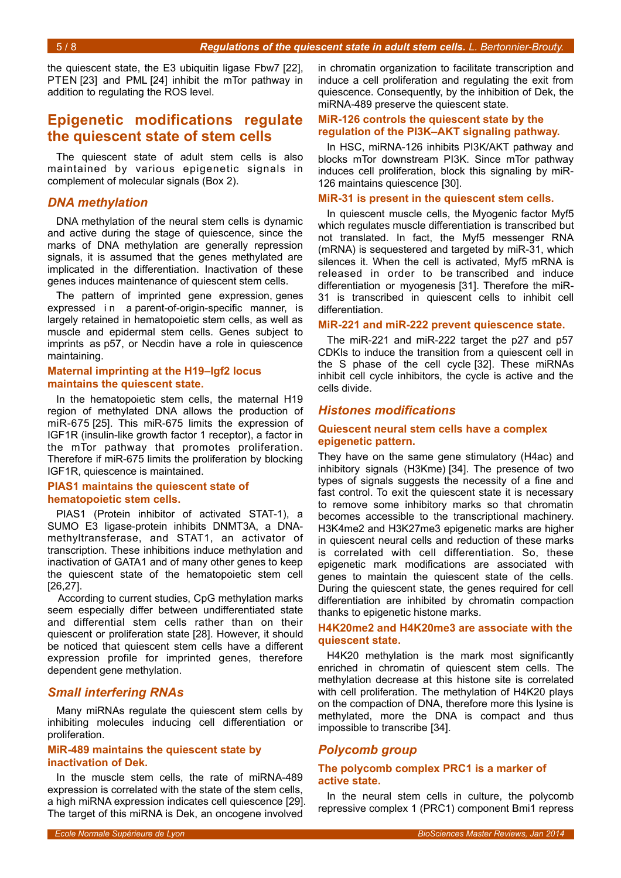the quiescent state, the E3 ubiquitin ligase Fbw7 [22], PTEN [23] and PML [24] inhibit the mTor pathway in addition to regulating the ROS level.

## Epigenetic modifications regulate the quiescent state of stem cells

The quiescent state of adult stem cells is also maintained by various epigenetic signals in complement of molecular signals (Box 2).

### *DNA methylation*

DNA methylation of the neural stem cells is dynamic and active during the stage of quiescence, since the marks of DNA methylation are generally repression signals, it is assumed that the genes methylated are implicated in the differentiation. Inactivation of these genes induces maintenance of quiescent stem cells.

The pattern of imprinted gene expression, genes expressed in a parent-of-origin-specific manner, is largely retained in hematopoietic stem cells, as well as muscle and epidermal stem cells. Genes subject to imprints as p57, or Necdin have a role in quiescence maintaining.

#### Maternal imprinting at the H19–Igf2 locus maintains the quiescent state.

In the hematopoietic stem cells, the maternal H19 region of methylated DNA allows the production of miR-675 [25]. This miR-675 limits the expression of IGF1R (insulin-like growth factor 1 receptor), a factor in the mTor pathway that promotes proliferation. Therefore if miR-675 limits the proliferation by blocking IGF1R, quiescence is maintained.

#### PIAS1 maintains the quiescent state of hematopoietic stem cells.

PIAS1 (Protein inhibitor of activated STAT-1), a SUMO E3 ligase-protein inhibits DNMT3A, a DNA-methyltransferase, and STAT1, an activator of transcription. These inhibitions induce methylation and inactivation of GATA1 and of many other genes to keep the quiescent state of the hematopoietic stem cell [26,27].

According to current studies, CpG methylation marks seem especially differ between undifferentiated state and differential stem cells rather than on their quiescent or proliferation state [28]. However, it should be noticed that quiescent stem cells have a different expression profile for imprinted genes, therefore dependent gene methylation.

### *Small interfering RNAs*

Many miRNAs regulate the quiescent stem cells by inhibiting molecules inducing cell differentiation or proliferation.

#### MiR-489 maintains the quiescent state by inactivation of Dek.

In the muscle stem cells, the rate of miRNA-489 expression is correlated with the state of the stem cells, a high miRNA expression indicates cell quiescence [29]. The target of this miRNA is Dek, an oncogene involved in chromatin organization to facilitate transcription and induce a cell proliferation and regulating the exit from quiescence. Consequently, by the inhibition of Dek, the miRNA-489 preserve the quiescent state.

#### MiR-126 controls the quiescent state by the regulation of the PI3K–AKT signaling pathway.

In HSC, miRNA-126 inhibits PI3K/AKT pathway and blocks mTor downstream PI3K. Since mTor pathway induces cell proliferation, block this signaling by miR-126 maintains quiescence [30].

#### MiR-31 is present in the quiescent stem cells.

In quiescent muscle cells, the Myogenic factor Myf5 which regulates muscle differentiation is transcribed but not translated. In fact, the Myf5 messenger RNA (mRNA) is sequestered and targeted by miR-31, which silences it. When the cell is activated, Myf5 mRNA is released in order to be transcribed and induce differentiation or myogenesis [31]. Therefore the miR-31 is transcribed in quiescent cells to inhibit cell differentiation.

#### MiR-221 and miR-222 prevent quiescence state.

The miR-221 and miR-222 target the p27 and p57 CDKIs to induce the transition from a quiescent cell in the S phase of the cell cycle [32]. These miRNAs inhibit cell cycle inhibitors, the cycle is active and the cells divide.

### *Histones modifications*

#### Quiescent neural stem cells have a complex epigenetic pattern.

They have on the same gene stimulatory (H4ac) and inhibitory signals (H3Kme) [34]. The presence of two types of signals suggests the necessity of a fine and fast control. To exit the quiescent state it is necessary to remove some inhibitory marks so that chromatin becomes accessible to the transcriptional machinery. H3K4me2 and H3K27me3 epigenetic marks are higher in quiescent neural cells and reduction of these marks is correlated with cell differentiation. So, these epigenetic mark modifications are associated with genes to maintain the quiescent state of the cells. During the quiescent state, the genes required for cell differentiation are inhibited by chromatin compaction thanks to epigenetic histone marks.

#### H4K20me2 and H4K20me3 are associate with the quiescent state.

H4K20 methylation is the mark most significantly enriched in chromatin of quiescent stem cells. The methylation decrease at this histone site is correlated with cell proliferation. The methylation of H4K20 plays on the compaction of DNA, therefore more this lysine is methylated, more the DNA is compact and thus impossible to transcribe [34].

### *Polycomb group*

#### The polycomb complex PRC1 is a marker of active state.

In the neural stem cells in culture, the polycomb repressive complex 1 (PRC1) component Bmi1 repress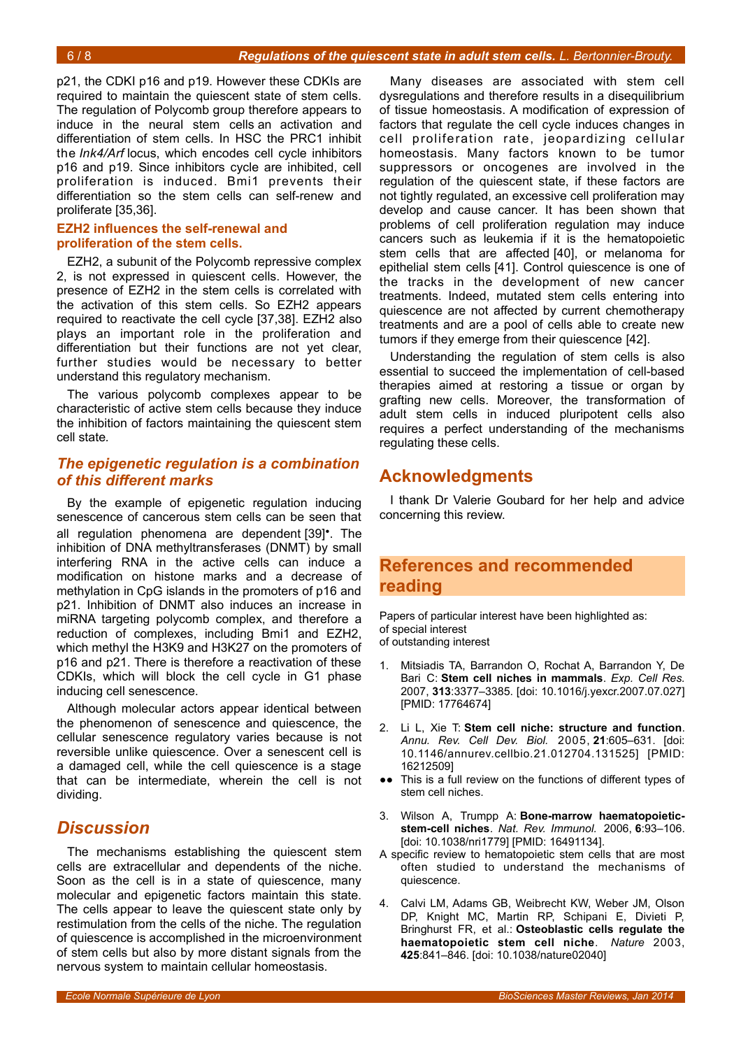p21, the CDKI p16 and p19. However these CDKIs are required to maintain the quiescent state of stem cells. The regulation of Polycomb group therefore appears to induce in the neural stem cells an activation and differentiation of stem cells. In HSC the PRC1 inhibit the *Ink4/Arf* locus, which encodes cell cycle inhibitors p16 and p19. Since inhibitors cycle are inhibited, cell proliferation is induced. Bmi1 prevents their differentiation so the stem cells can self-renew and proliferate [35,36].

#### EZH2 influences the self-renewal and proliferation of the stem cells.

EZH2, a subunit of the Polycomb repressive complex 2, is not expressed in quiescent cells. However, the presence of EZH2 in the stem cells is correlated with the activation of this stem cells. So EZH2 appears required to reactivate the cell cycle [37,38]. EZH2 also plays an important role in the proliferation and differentiation but their functions are not yet clear, further studies would be necessary to better understand this regulatory mechanism.

The various polycomb complexes appear to be characteristic of active stem cells because they induce the inhibition of factors maintaining the quiescent stem cell state.

### *The epigenetic regulation is a combination of this different marks*

By the example of epigenetic regulation inducing senescence of cancerous stem cells can be seen that all regulation phenomena are dependent [39]•. The inhibition of DNA methyltransferases (DNMT) by small interfering RNA in the active cells can induce a modification on histone marks and a decrease of methylation in CpG islands in the promoters of p16 and p21. Inhibition of DNMT also induces an increase in miRNA targeting polycomb complex, and therefore a reduction of complexes, including Bmi1 and EZH2, which methyl the H3K9 and H3K27 on the promoters of p16 and p21. There is therefore a reactivation of these CDKIs, which will block the cell cycle in G1 phase inducing cell senescence.

Although molecular actors appear identical between the phenomenon of senescence and quiescence, the cellular senescence regulatory varies because is not reversible unlike quiescence. Over a senescent cell is a damaged cell, while the cell quiescence is a stage that can be intermediate, wherein the cell is not dividing.

## *Discussion*

The mechanisms establishing the quiescent stem cells are extracellular and dependents of the niche. Soon as the cell is in a state of quiescence, many molecular and epigenetic factors maintain this state. The cells appear to leave the quiescent state only by restimulation from the cells of the niche. The regulation of quiescence is accomplished in the microenvironment of stem cells but also by more distant signals from the nervous system to maintain cellular homeostasis.

Many diseases are associated with stem cell dysregulations and therefore results in a disequilibrium of tissue homeostasis. A modification of expression of factors that regulate the cell cycle induces changes in cell proliferation rate, jeopardizing cellular homeostasis. Many factors known to be tumor suppressors or oncogenes are involved in the regulation of the quiescent state, if these factors are not tightly regulated, an excessive cell proliferation may develop and cause cancer. It has been shown that problems of cell proliferation regulation may induce cancers such as leukemia if it is the hematopoietic stem cells that are affected [40], or melanoma for epithelial stem cells [41]. Control quiescence is one of the tracks in the development of new cancer treatments. Indeed, mutated stem cells entering into quiescence are not affected by current chemotherapy treatments and are a pool of cells able to create new tumors if they emerge from their quiescence [42].

Understanding the regulation of stem cells is also essential to succeed the implementation of cell-based therapies aimed at restoring a tissue or organ by grafting new cells. Moreover, the transformation of adult stem cells in induced pluripotent cells also requires a perfect understanding of the mechanisms regulating these cells.

## Acknowledgments

I thank Dr Valerie Goubard for her help and advice concerning this review.

## References and recommended reading

Papers of particular interest have been highlighted as:
of special interest
of outstanding interest

1. Mitsiadis TA, Barrandon O, Rochat A, Barrandon Y, De Bari C: **Stem cell niches in mammals**. *Exp. Cell Res.* 2007, **313**:3377–3385. [doi: 10.1016/j.yexcr.2007.07.027] [PMID: 17764674]

2. Li L, Xie T: **Stem cell niche: structure and function**. *Annu. Rev. Cell Dev. Biol.* 2005, **21**:605–631. [doi: 10.1146/annurev.cellbio.21.012704.131525] [PMID: 16212509]

   •• This is a full review on the functions of different types of stem cell niches.

3. Wilson A, Trumpp A: **Bone-marrow haematopoietic-stem-cell niches**. *Nat. Rev. Immunol.* 2006, **6**:93–106. [doi: 10.1038/nri1779] [PMID: 16491134].

   A specific review to hematopoietic stem cells that are most often studied to understand the mechanisms of quiescence.

4. Calvi LM, Adams GB, Weibrecht KW, Weber JM, Olson DP, Knight MC, Martin RP, Schipani E, Divieti P, Bringhurst FR, et al.: **Osteoblastic cells regulate the haematopoietic stem cell niche**. *Nature* 2003, **425**:841–846. [doi: 10.1038/nature02040]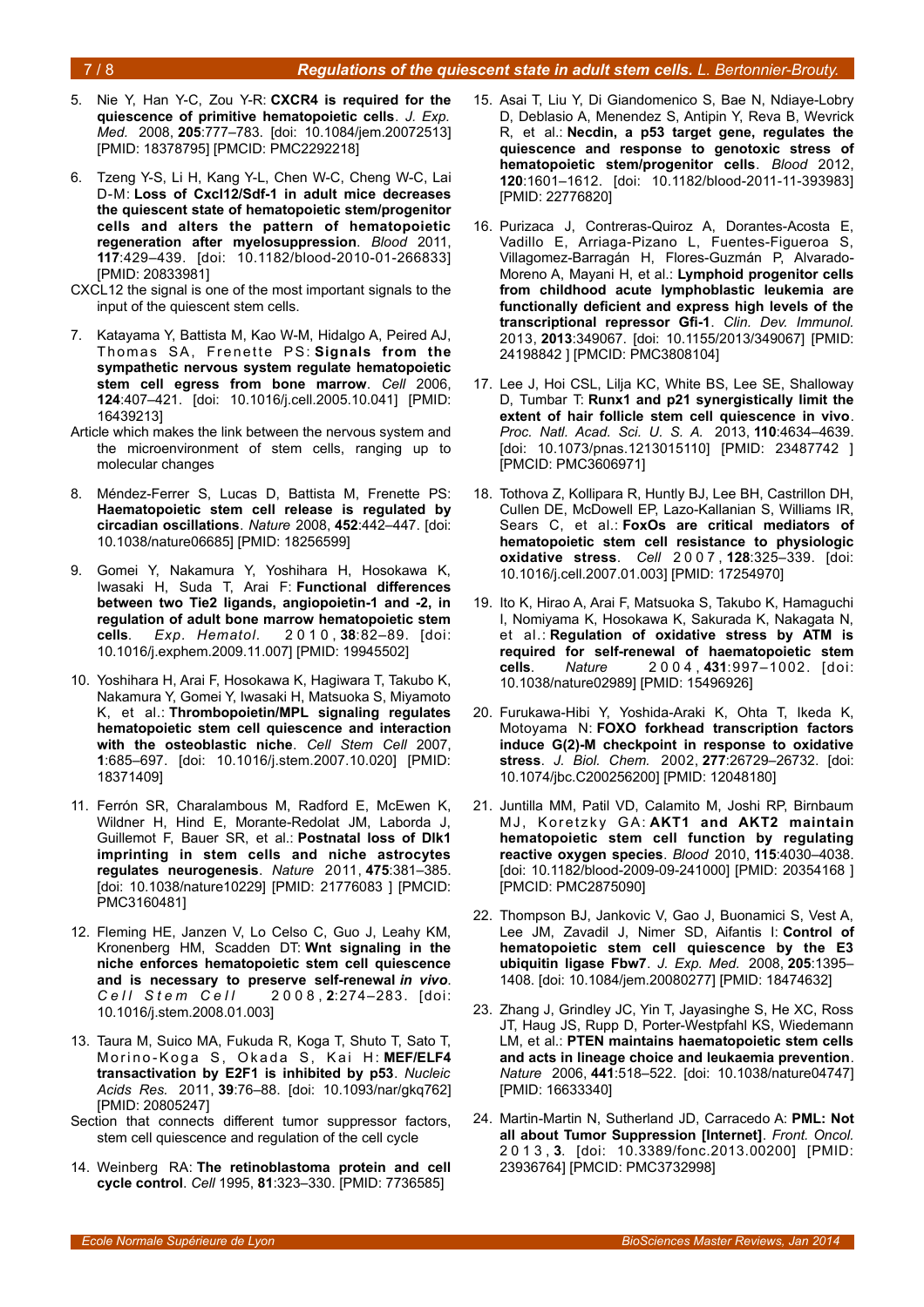5. Nie Y, Han Y-C, Zou Y-R: **CXCR4 is required for the quiescence of primitive hematopoietic cells**. *J. Exp. Med.* 2008, **205**:777–783. [doi: 10.1084/jem.20072513] [PMID: 18378795] [PMCID: PMC2292218]

6. Tzeng Y-S, Li H, Kang Y-L, Chen W-C, Cheng W-C, Lai D-M: **Loss of Cxcl12/Sdf-1 in adult mice decreases the quiescent state of hematopoietic stem/progenitor cells and alters the pattern of hematopoietic regeneration after myelosuppression**. *Blood* 2011, **117**:429–439. [doi: 10.1182/blood-2010-01-266833] [PMID: 20833981]

CXCL12 the signal is one of the most important signals to the input of the quiescent stem cells.

7. Katayama Y, Battista M, Kao W-M, Hidalgo A, Peired AJ, Thomas SA, Frenette PS: **Signals from the sympathetic nervous system regulate hematopoietic stem cell egress from bone marrow**. *Cell* 2006, **124**:407–421. [doi: 10.1016/j.cell.2005.10.041] [PMID: 16439213]

Article which makes the link between the nervous system and the microenvironment of stem cells, ranging up to molecular changes

8. Méndez-Ferrer S, Lucas D, Battista M, Frenette PS: **Haematopoietic stem cell release is regulated by circadian oscillations**. *Nature* 2008, **452**:442–447. [doi: 10.1038/nature06685] [PMID: 18256599]

9. Gomei Y, Nakamura Y, Yoshihara H, Hosokawa K, Iwasaki H, Suda T, Arai F: **Functional differences between two Tie2 ligands, angiopoietin-1 and -2, in regulation of adult bone marrow hematopoietic stem cells**. *Exp. Hematol.* 2010, **38**:82–89. [doi: 10.1016/j.exphem.2009.11.007] [PMID: 19945502]

10. Yoshihara H, Arai F, Hosokawa K, Hagiwara T, Takubo K, Nakamura Y, Gomei Y, Iwasaki H, Matsuoka S, Miyamoto K, et al.: **Thrombopoietin/MPL signaling regulates hematopoietic stem cell quiescence and interaction with the osteoblastic niche**. *Cell Stem Cell* 2007, **1**:685–697. [doi: 10.1016/j.stem.2007.10.020] [PMID: 18371409]

11. Ferrón SR, Charalambous M, Radford E, McEwen K, Wildner H, Hind E, Morante-Redolat JM, Laborda J, Guillemot F, Bauer SR, et al.: **Postnatal loss of Dlk1 imprinting in stem cells and niche astrocytes regulates neurogenesis**. *Nature* 2011, **475**:381–385. [doi: 10.1038/nature10229] [PMID: 21776083 ] [PMCID: PMC3160481]

12. Fleming HE, Janzen V, Lo Celso C, Guo J, Leahy KM, Kronenberg HM, Scadden DT: **Wnt signaling in the niche enforces hematopoietic stem cell quiescence and is necessary to preserve self-renewal *in vivo***. *Cell Stem Cell* 2008, **2**:274–283. [doi: 10.1016/j.stem.2008.01.003]

13. Taura M, Suico MA, Fukuda R, Koga T, Shuto T, Sato T, Morino-Koga S, Okada S, Kai H: **MEF/ELF4 transactivation by E2F1 is inhibited by p53**. *Nucleic Acids Res.* 2011, **39**:76–88. [doi: 10.1093/nar/gkq762] [PMID: 20805247]

Section that connects different tumor suppressor factors, stem cell quiescence and regulation of the cell cycle

14. Weinberg RA: **The retinoblastoma protein and cell cycle control**. *Cell* 1995, **81**:323–330. [PMID: 7736585]

15. Asai T, Liu Y, Di Giandomenico S, Bae N, Ndiaye-Lobry D, Deblasio A, Menendez S, Antipin Y, Reva B, Wevrick R, et al.: **Necdin, a p53 target gene, regulates the quiescence and response to genotoxic stress of hematopoietic stem/progenitor cells**. *Blood* 2012, **120**:1601–1612. [doi: 10.1182/blood-2011-11-393983] [PMID: 22776820]

16. Purizaca J, Contreras-Quiroz A, Dorantes-Acosta E, Vadillo E, Arriaga-Pizano L, Fuentes-Figueroa S, Villagomez-Barragán H, Flores-Guzmán P, Alvarado-Moreno A, Mayani H, et al.: **Lymphoid progenitor cells from childhood acute lymphoblastic leukemia are functionally deficient and express high levels of the transcriptional repressor Gfi-1**. *Clin. Dev. Immunol.* 2013, **2013**:349067. [doi: 10.1155/2013/349067] [PMID: 24198842 ] [PMCID: PMC3808104]

17. Lee J, Hoi CSL, Lilja KC, White BS, Lee SE, Shalloway D, Tumbar T: **Runx1 and p21 synergistically limit the extent of hair follicle stem cell quiescence in vivo**. *Proc. Natl. Acad. Sci. U. S. A.* 2013, **110**:4634–4639. [doi: 10.1073/pnas.1213015110] [PMID: 23487742 ] [PMCID: PMC3606971]

18. Tothova Z, Kollipara R, Huntly BJ, Lee BH, Castrillon DH, Cullen DE, McDowell EP, Lazo-Kallanian S, Williams IR, Sears C, et al.: **FoxOs are critical mediators of hematopoietic stem cell resistance to physiologic oxidative stress**. *Cell* 2007, **128**:325–339. [doi: 10.1016/j.cell.2007.01.003] [PMID: 17254970]

19. Ito K, Hirao A, Arai F, Matsuoka S, Takubo K, Hamaguchi I, Nomiyama K, Hosokawa K, Sakurada K, Nakagata N, et al.: **Regulation of oxidative stress by ATM is required for self-renewal of haematopoietic stem cells**. *Nature* 2004, **431**:997–1002. [doi: 10.1038/nature02989] [PMID: 15496926]

20. Furukawa-Hibi Y, Yoshida-Araki K, Ohta T, Ikeda K, Motoyama N: **FOXO forkhead transcription factors induce G(2)-M checkpoint in response to oxidative stress**. *J. Biol. Chem.* 2002, **277**:26729–26732. [doi: 10.1074/jbc.C200256200] [PMID: 12048180]

21. Juntilla MM, Patil VD, Calamito M, Joshi RP, Birnbaum MJ, Koretzky GA: **AKT1 and AKT2 maintain hematopoietic stem cell function by regulating reactive oxygen species**. *Blood* 2010, **115**:4030–4038. [doi: 10.1182/blood-2009-09-241000] [PMID: 20354168 ] [PMCID: PMC2875090]

22. Thompson BJ, Jankovic V, Gao J, Buonamici S, Vest A, Lee JM, Zavadil J, Nimer SD, Aifantis I: **Control of hematopoietic stem cell quiescence by the E3 ubiquitin ligase Fbw7**. *J. Exp. Med.* 2008, **205**:1395–1408. [doi: 10.1084/jem.20080277] [PMID: 18474632]

23. Zhang J, Grindley JC, Yin T, Jayasinghe S, He XC, Ross JT, Haug JS, Rupp D, Porter-Westpfahl KS, Wiedemann LM, et al.: **PTEN maintains haematopoietic stem cells and acts in lineage choice and leukaemia prevention**. *Nature* 2006, **441**:518–522. [doi: 10.1038/nature04747] [PMID: 16633340]

24. Martin-Martin N, Sutherland JD, Carracedo A: **PML: Not all about Tumor Suppression [Internet]**. *Front. Oncol.* 2013, **3**. [doi: 10.3389/fonc.2013.00200] [PMID: 23936764] [PMCID: PMC3732998]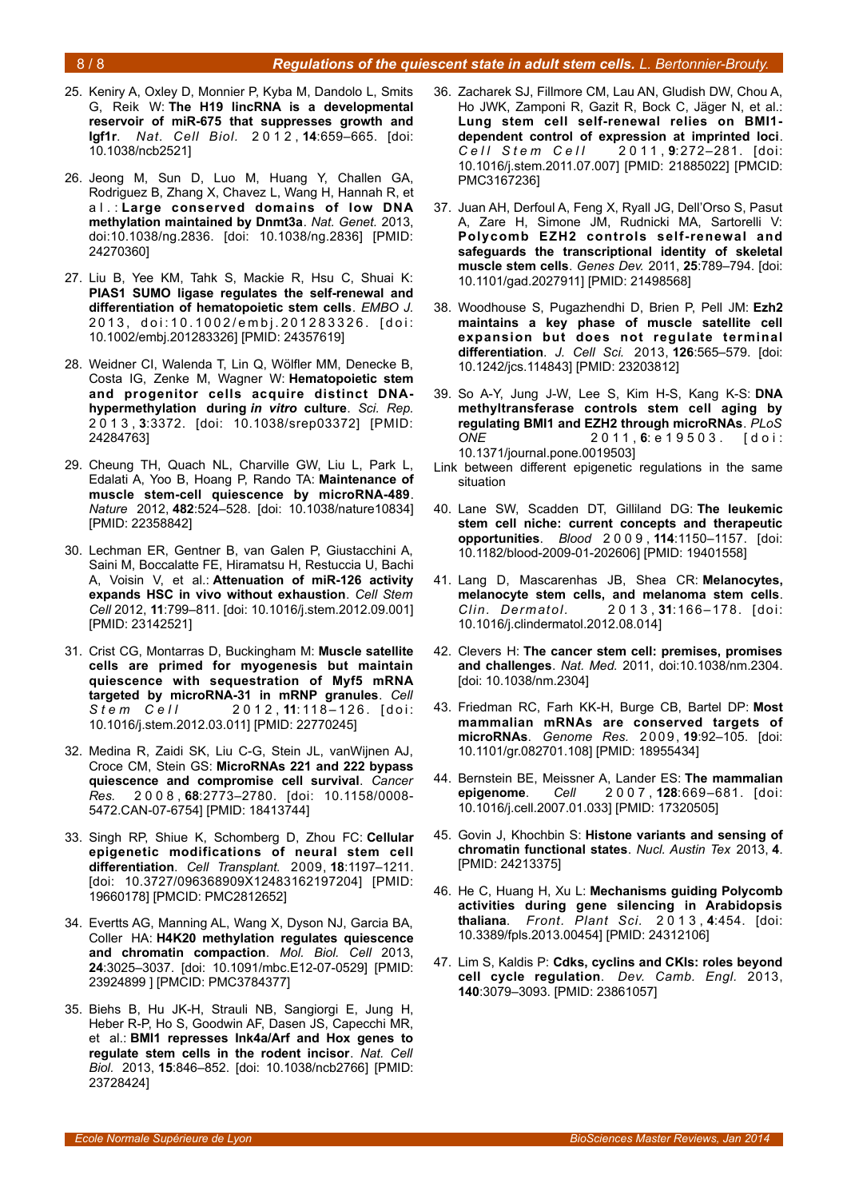25. Keniry A, Oxley D, Monnier P, Kyba M, Dandolo L, Smits G, Reik W: **The H19 lincRNA is a developmental reservoir of miR-675 that suppresses growth and Igf1r**. *Nat. Cell Biol.* 2012, **14**:659–665. [doi: 10.1038/ncb2521]

26. Jeong M, Sun D, Luo M, Huang Y, Challen GA, Rodriguez B, Zhang X, Chavez L, Wang H, Hannah R, et al.: **Large conserved domains of low DNA methylation maintained by Dnmt3a**. *Nat. Genet.* 2013, doi:10.1038/ng.2836. [doi: 10.1038/ng.2836] [PMID: 24270360]

27. Liu B, Yee KM, Tahk S, Mackie R, Hsu C, Shuai K: **PIAS1 SUMO ligase regulates the self-renewal and differentiation of hematopoietic stem cells**. *EMBO J.* 2013, doi:10.1002/embj.201283326. [doi: 10.1002/embj.201283326] [PMID: 24357619]

28. Weidner CI, Walenda T, Lin Q, Wölfler MM, Denecke B, Costa IG, Zenke M, Wagner W: **Hematopoietic stem and progenitor cells acquire distinct DNA-hypermethylation during *in vitro* culture**. *Sci. Rep.* 2013, **3**:3372. [doi: 10.1038/srep03372] [PMID: 24284763]

29. Cheung TH, Quach NL, Charville GW, Liu L, Park L, Edalati A, Yoo B, Hoang P, Rando TA: **Maintenance of muscle stem-cell quiescence by microRNA-489**. *Nature* 2012, **482**:524–528. [doi: 10.1038/nature10834] [PMID: 22358842]

30. Lechman ER, Gentner B, van Galen P, Giustacchini A, Saini M, Boccalatte FE, Hiramatsu H, Restuccia U, Bachi A, Voisin V, et al.: **Attenuation of miR-126 activity expands HSC in vivo without exhaustion**. *Cell Stem Cell* 2012, **11**:799–811. [doi: 10.1016/j.stem.2012.09.001] [PMID: 23142521]

31. Crist CG, Montarras D, Buckingham M: **Muscle satellite cells are primed for myogenesis but maintain quiescence with sequestration of Myf5 mRNA targeted by microRNA-31 in mRNP granules**. *Cell Stem Cell* 2012, **11**:118–126. [doi: 10.1016/j.stem.2012.03.011] [PMID: 22770245]

32. Medina R, Zaidi SK, Liu C-G, Stein JL, vanWijnen AJ, Croce CM, Stein GS: **MicroRNAs 221 and 222 bypass quiescence and compromise cell survival**. *Cancer Res.* 2008, **68**:2773–2780. [doi: 10.1158/0008-5472.CAN-07-6754] [PMID: 18413744]

33. Singh RP, Shiue K, Schomberg D, Zhou FC: **Cellular epigenetic modifications of neural stem cell differentiation**. *Cell Transplant.* 2009, **18**:1197–1211. [doi: 10.3727/096368909X12483162197204] [PMID: 19660178] [PMCID: PMC2812652]

34. Evertts AG, Manning AL, Wang X, Dyson NJ, Garcia BA, Coller HA: **H4K20 methylation regulates quiescence and chromatin compaction**. *Mol. Biol. Cell* 2013, **24**:3025–3037. [doi: 10.1091/mbc.E12-07-0529] [PMID: 23924899 ] [PMCID: PMC3784377]

35. Biehs B, Hu JK-H, Strauli NB, Sangiorgi E, Jung H, Heber R-P, Ho S, Goodwin AF, Dasen JS, Capecchi MR, et al.: **BMI1 represses Ink4a/Arf and Hox genes to regulate stem cells in the rodent incisor**. *Nat. Cell Biol.* 2013, **15**:846–852. [doi: 10.1038/ncb2766] [PMID: 23728424]

36. Zacharek SJ, Fillmore CM, Lau AN, Gludish DW, Chou A, Ho JWK, Zamponi R, Gazit R, Bock C, Jäger N, et al.: **Lung stem cell self-renewal relies on BMI1-dependent control of expression at imprinted loci**. *Cell Stem Cell* 2011, **9**:272–281. [doi: 10.1016/j.stem.2011.07.007] [PMID: 21885022] [PMCID: PMC3167236]

37. Juan AH, Derfoul A, Feng X, Ryall JG, Dell'Orso S, Pasut A, Zare H, Simone JM, Rudnicki MA, Sartorelli V: **Polycomb EZH2 controls self-renewal and safeguards the transcriptional identity of skeletal muscle stem cells**. *Genes Dev.* 2011, **25**:789–794. [doi: 10.1101/gad.2027911] [PMID: 21498568]

38. Woodhouse S, Pugazhendhi D, Brien P, Pell JM: **Ezh2 maintains a key phase of muscle satellite cell expansion but does not regulate terminal differentiation**. *J. Cell Sci.* 2013, **126**:565–579. [doi: 10.1242/jcs.114843] [PMID: 23203812]

39. So A-Y, Jung J-W, Lee S, Kim H-S, Kang K-S: **DNA methyltransferase controls stem cell aging by regulating BMI1 and EZH2 through microRNAs**. *PLoS ONE* 2011, **6**:e19503. [doi: 10.1371/journal.pone.0019503]

Link between different epigenetic regulations in the same situation

40. Lane SW, Scadden DT, Gilliland DG: **The leukemic stem cell niche: current concepts and therapeutic opportunities**. *Blood* 2009, **114**:1150–1157. [doi: 10.1182/blood-2009-01-202606] [PMID: 19401558]

41. Lang D, Mascarenhas JB, Shea CR: **Melanocytes, melanocyte stem cells, and melanoma stem cells**. *Clin. Dermatol.* 2013, **31**:166–178. [doi: 10.1016/j.clindermatol.2012.08.014]

42. Clevers H: **The cancer stem cell: premises, promises and challenges**. *Nat. Med.* 2011, doi:10.1038/nm.2304. [doi: 10.1038/nm.2304]

43. Friedman RC, Farh KK-H, Burge CB, Bartel DP: **Most mammalian mRNAs are conserved targets of microRNAs**. *Genome Res.* 2009, **19**:92–105. [doi: 10.1101/gr.082701.108] [PMID: 18955434]

44. Bernstein BE, Meissner A, Lander ES: **The mammalian epigenome**. *Cell* 2007, **128**:669–681. [doi: 10.1016/j.cell.2007.01.033] [PMID: 17320505]

45. Govin J, Khochbin S: **Histone variants and sensing of chromatin functional states**. *Nucl. Austin Tex* 2013, **4**. [PMID: 24213375]

46. He C, Huang H, Xu L: **Mechanisms guiding Polycomb activities during gene silencing in Arabidopsis thaliana**. *Front. Plant Sci.* 2013, **4**:454. [doi: 10.3389/fpls.2013.00454] [PMID: 24312106]

47. Lim S, Kaldis P: **Cdks, cyclins and CKIs: roles beyond cell cycle regulation**. *Dev. Camb. Engl.* 2013, **140**:3079–3093. [PMID: 23861057]